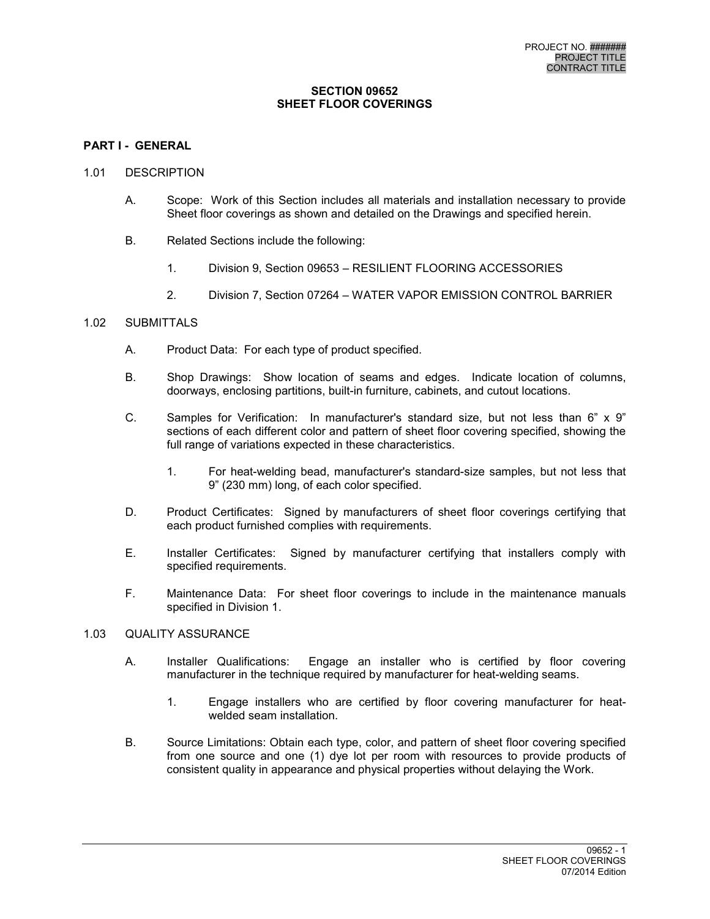# SECTION 09652
# SHEET FLOOR COVERINGS

## PART I - GENERAL

### 1.01 DESCRIPTION

A. Scope: Work of this Section includes all materials and installation necessary to provide Sheet floor coverings as shown and detailed on the Drawings and specified herein.

B. Related Sections include the following:

1. Division 9, Section 09653 – RESILIENT FLOORING ACCESSORIES

2. Division 7, Section 07264 – WATER VAPOR EMISSION CONTROL BARRIER

### 1.02 SUBMITTALS

A. Product Data: For each type of product specified.

B. Shop Drawings: Show location of seams and edges. Indicate location of columns, doorways, enclosing partitions, built-in furniture, cabinets, and cutout locations.

C. Samples for Verification: In manufacturer's standard size, but not less than 6" x 9" sections of each different color and pattern of sheet floor covering specified, showing the full range of variations expected in these characteristics.

1. For heat-welding bead, manufacturer's standard-size samples, but not less that 9" (230 mm) long, of each color specified.

D. Product Certificates: Signed by manufacturers of sheet floor coverings certifying that each product furnished complies with requirements.

E. Installer Certificates: Signed by manufacturer certifying that installers comply with specified requirements.

F. Maintenance Data: For sheet floor coverings to include in the maintenance manuals specified in Division 1.

### 1.03 QUALITY ASSURANCE

A. Installer Qualifications: Engage an installer who is certified by floor covering manufacturer in the technique required by manufacturer for heat-welding seams.

1. Engage installers who are certified by floor covering manufacturer for heat-welded seam installation.

B. Source Limitations: Obtain each type, color, and pattern of sheet floor covering specified from one source and one (1) dye lot per room with resources to provide products of consistent quality in appearance and physical properties without delaying the Work.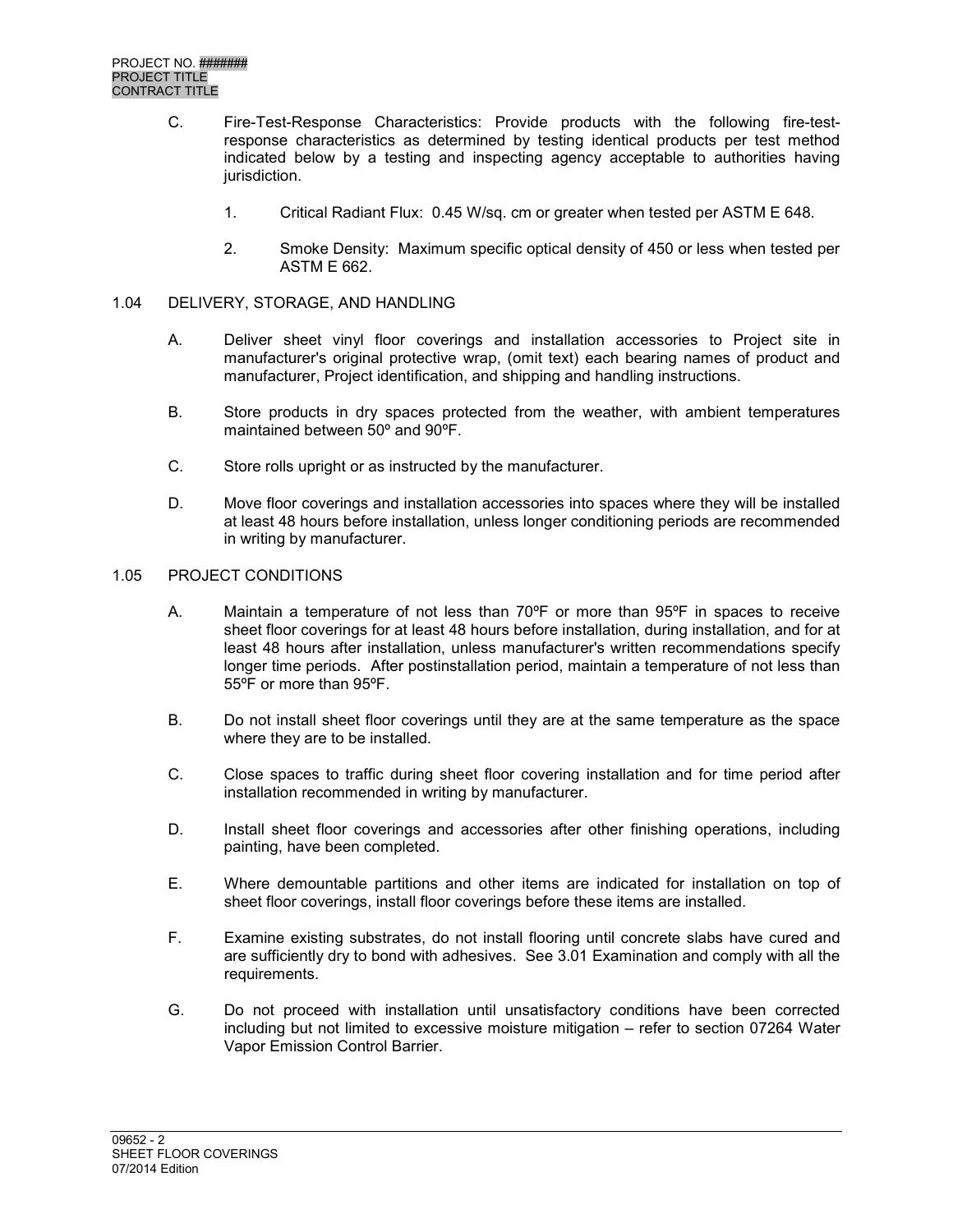C. Fire-Test-Response Characteristics: Provide products with the following fire-test-response characteristics as determined by testing identical products per test method indicated below by a testing and inspecting agency acceptable to authorities having jurisdiction.

1. Critical Radiant Flux: 0.45 W/sq. cm or greater when tested per ASTM E 648.

2. Smoke Density: Maximum specific optical density of 450 or less when tested per ASTM E 662.

## 1.04 DELIVERY, STORAGE, AND HANDLING

A. Deliver sheet vinyl floor coverings and installation accessories to Project site in manufacturer's original protective wrap, (omit text) each bearing names of product and manufacturer, Project identification, and shipping and handling instructions.

B. Store products in dry spaces protected from the weather, with ambient temperatures maintained between 50º and 90ºF.

C. Store rolls upright or as instructed by the manufacturer.

D. Move floor coverings and installation accessories into spaces where they will be installed at least 48 hours before installation, unless longer conditioning periods are recommended in writing by manufacturer.

## 1.05 PROJECT CONDITIONS

A. Maintain a temperature of not less than 70ºF or more than 95ºF in spaces to receive sheet floor coverings for at least 48 hours before installation, during installation, and for at least 48 hours after installation, unless manufacturer's written recommendations specify longer time periods. After postinstallation period, maintain a temperature of not less than 55ºF or more than 95ºF.

B. Do not install sheet floor coverings until they are at the same temperature as the space where they are to be installed.

C. Close spaces to traffic during sheet floor covering installation and for time period after installation recommended in writing by manufacturer.

D. Install sheet floor coverings and accessories after other finishing operations, including painting, have been completed.

E. Where demountable partitions and other items are indicated for installation on top of sheet floor coverings, install floor coverings before these items are installed.

F. Examine existing substrates, do not install flooring until concrete slabs have cured and are sufficiently dry to bond with adhesives. See 3.01 Examination and comply with all the requirements.

G. Do not proceed with installation until unsatisfactory conditions have been corrected including but not limited to excessive moisture mitigation – refer to section 07264 Water Vapor Emission Control Barrier.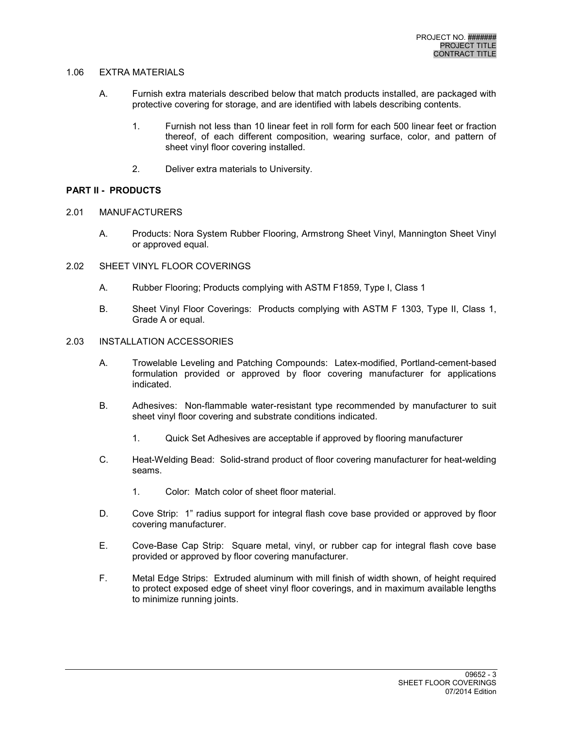1.06 EXTRA MATERIALS

A. Furnish extra materials described below that match products installed, are packaged with protective covering for storage, and are identified with labels describing contents.

1. Furnish not less than 10 linear feet in roll form for each 500 linear feet or fraction thereof, of each different composition, wearing surface, color, and pattern of sheet vinyl floor covering installed.

2. Deliver extra materials to University.

**PART II - PRODUCTS**

2.01 MANUFACTURERS

A. Products: Nora System Rubber Flooring, Armstrong Sheet Vinyl, Mannington Sheet Vinyl or approved equal.

2.02 SHEET VINYL FLOOR COVERINGS

A. Rubber Flooring; Products complying with ASTM F1859, Type I, Class 1

B. Sheet Vinyl Floor Coverings: Products complying with ASTM F 1303, Type II, Class 1, Grade A or equal.

2.03 INSTALLATION ACCESSORIES

A. Trowelable Leveling and Patching Compounds: Latex-modified, Portland-cement-based formulation provided or approved by floor covering manufacturer for applications indicated.

B. Adhesives: Non-flammable water-resistant type recommended by manufacturer to suit sheet vinyl floor covering and substrate conditions indicated.

1. Quick Set Adhesives are acceptable if approved by flooring manufacturer

C. Heat-Welding Bead: Solid-strand product of floor covering manufacturer for heat-welding seams.

1. Color: Match color of sheet floor material.

D. Cove Strip: 1" radius support for integral flash cove base provided or approved by floor covering manufacturer.

E. Cove-Base Cap Strip: Square metal, vinyl, or rubber cap for integral flash cove base provided or approved by floor covering manufacturer.

F. Metal Edge Strips: Extruded aluminum with mill finish of width shown, of height required to protect exposed edge of sheet vinyl floor coverings, and in maximum available lengths to minimize running joints.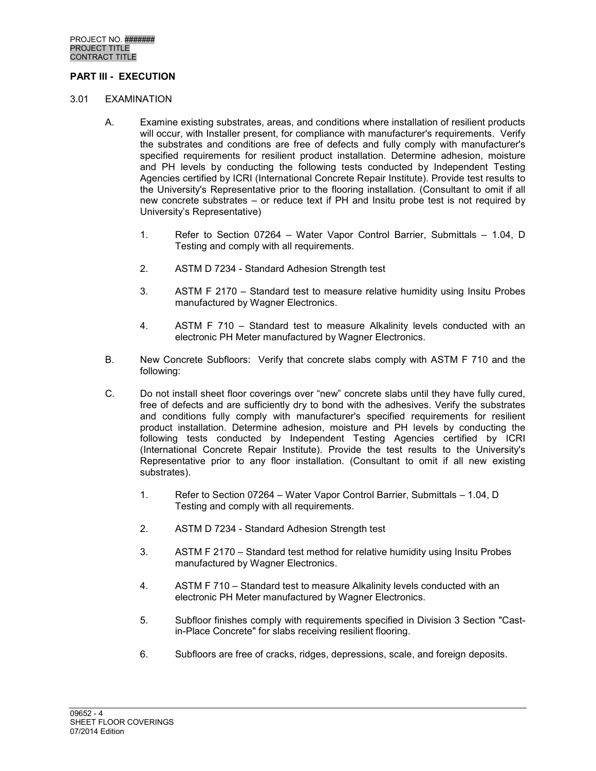## PART III - EXECUTION

### 3.01 EXAMINATION

A. Examine existing substrates, areas, and conditions where installation of resilient products will occur, with Installer present, for compliance with manufacturer's requirements. Verify the substrates and conditions are free of defects and fully comply with manufacturer's specified requirements for resilient product installation. Determine adhesion, moisture and PH levels by conducting the following tests conducted by Independent Testing Agencies certified by ICRI (International Concrete Repair Institute). Provide test results to the University's Representative prior to the flooring installation. (Consultant to omit if all new concrete substrates – or reduce text if PH and Insitu probe test is not required by University's Representative)

1. Refer to Section 07264 – Water Vapor Control Barrier, Submittals – 1.04, D Testing and comply with all requirements.
2. ASTM D 7234 - Standard Adhesion Strength test
3. ASTM F 2170 – Standard test to measure relative humidity using Insitu Probes manufactured by Wagner Electronics.
4. ASTM F 710 – Standard test to measure Alkalinity levels conducted with an electronic PH Meter manufactured by Wagner Electronics.

B. New Concrete Subfloors: Verify that concrete slabs comply with ASTM F 710 and the following:

C. Do not install sheet floor coverings over "new" concrete slabs until they have fully cured, free of defects and are sufficiently dry to bond with the adhesives. Verify the substrates and conditions fully comply with manufacturer's specified requirements for resilient product installation. Determine adhesion, moisture and PH levels by conducting the following tests conducted by Independent Testing Agencies certified by ICRI (International Concrete Repair Institute). Provide the test results to the University's Representative prior to any floor installation. (Consultant to omit if all new existing substrates).

1. Refer to Section 07264 – Water Vapor Control Barrier, Submittals – 1.04, D Testing and comply with all requirements.
2. ASTM D 7234 - Standard Adhesion Strength test
3. ASTM F 2170 – Standard test method for relative humidity using Insitu Probes manufactured by Wagner Electronics.
4. ASTM F 710 – Standard test to measure Alkalinity levels conducted with an electronic PH Meter manufactured by Wagner Electronics.
5. Subfloor finishes comply with requirements specified in Division 3 Section "Cast-in-Place Concrete" for slabs receiving resilient flooring.
6. Subfloors are free of cracks, ridges, depressions, scale, and foreign deposits.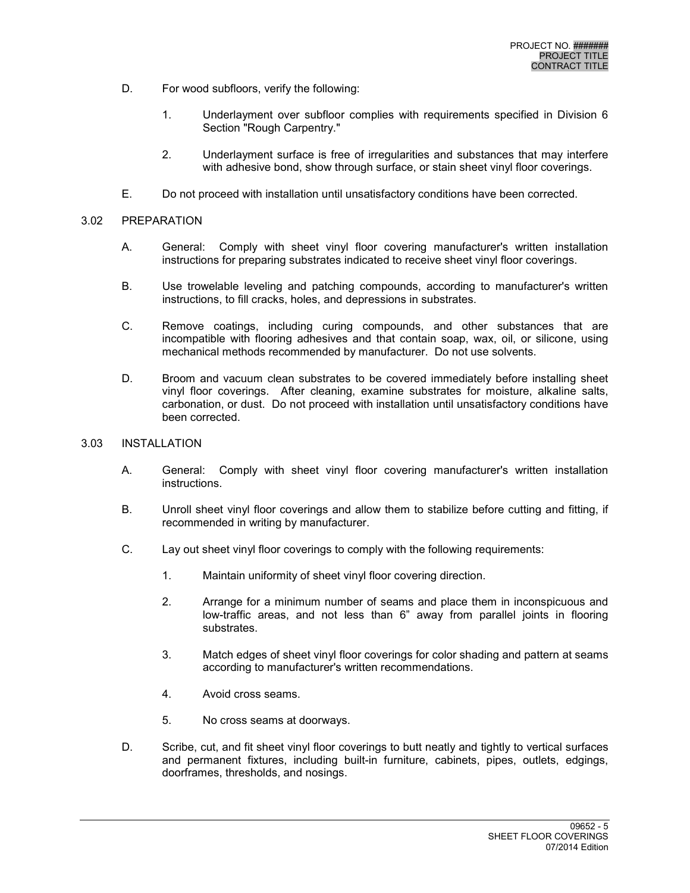D. For wood subfloors, verify the following:

1. Underlayment over subfloor complies with requirements specified in Division 6 Section "Rough Carpentry."

2. Underlayment surface is free of irregularities and substances that may interfere with adhesive bond, show through surface, or stain sheet vinyl floor coverings.

E. Do not proceed with installation until unsatisfactory conditions have been corrected.

## 3.02 PREPARATION

A. General: Comply with sheet vinyl floor covering manufacturer's written installation instructions for preparing substrates indicated to receive sheet vinyl floor coverings.

B. Use trowelable leveling and patching compounds, according to manufacturer's written instructions, to fill cracks, holes, and depressions in substrates.

C. Remove coatings, including curing compounds, and other substances that are incompatible with flooring adhesives and that contain soap, wax, oil, or silicone, using mechanical methods recommended by manufacturer. Do not use solvents.

D. Broom and vacuum clean substrates to be covered immediately before installing sheet vinyl floor coverings. After cleaning, examine substrates for moisture, alkaline salts, carbonation, or dust. Do not proceed with installation until unsatisfactory conditions have been corrected.

## 3.03 INSTALLATION

A. General: Comply with sheet vinyl floor covering manufacturer's written installation instructions.

B. Unroll sheet vinyl floor coverings and allow them to stabilize before cutting and fitting, if recommended in writing by manufacturer.

C. Lay out sheet vinyl floor coverings to comply with the following requirements:

1. Maintain uniformity of sheet vinyl floor covering direction.

2. Arrange for a minimum number of seams and place them in inconspicuous and low-traffic areas, and not less than 6" away from parallel joints in flooring substrates.

3. Match edges of sheet vinyl floor coverings for color shading and pattern at seams according to manufacturer's written recommendations.

4. Avoid cross seams.

5. No cross seams at doorways.

D. Scribe, cut, and fit sheet vinyl floor coverings to butt neatly and tightly to vertical surfaces and permanent fixtures, including built-in furniture, cabinets, pipes, outlets, edgings, doorframes, thresholds, and nosings.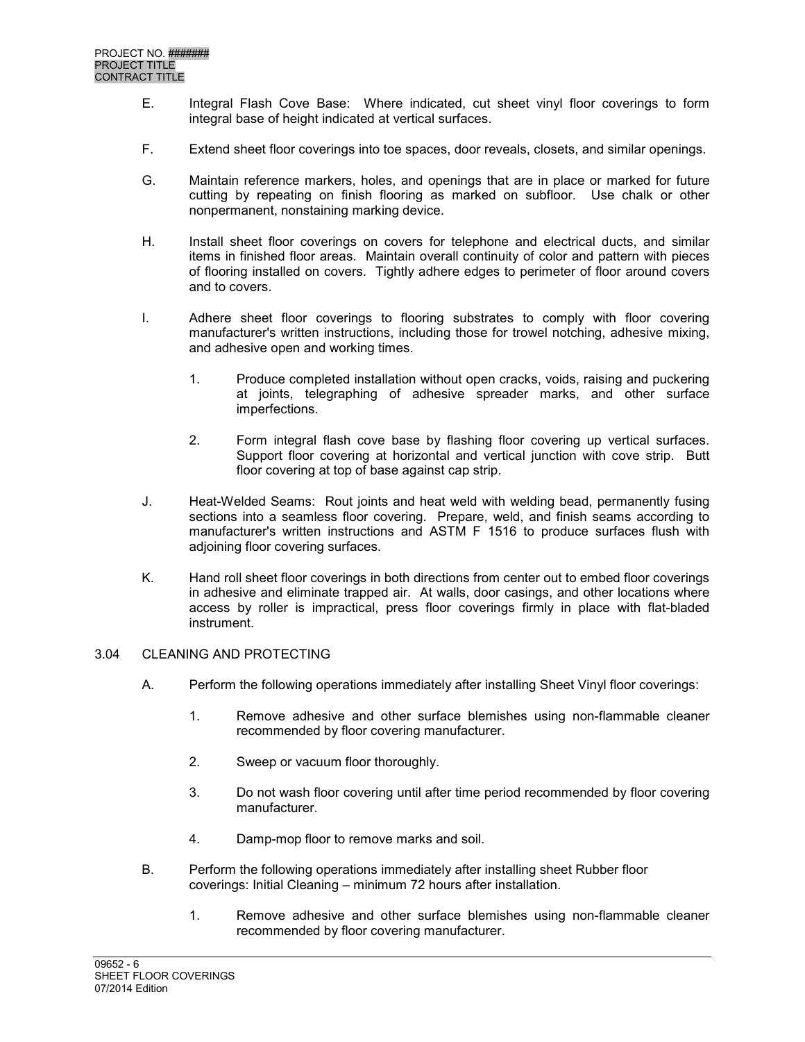E. Integral Flash Cove Base: Where indicated, cut sheet vinyl floor coverings to form integral base of height indicated at vertical surfaces.

F. Extend sheet floor coverings into toe spaces, door reveals, closets, and similar openings.

G. Maintain reference markers, holes, and openings that are in place or marked for future cutting by repeating on finish flooring as marked on subfloor. Use chalk or other nonpermanent, nonstaining marking device.

H. Install sheet floor coverings on covers for telephone and electrical ducts, and similar items in finished floor areas. Maintain overall continuity of color and pattern with pieces of flooring installed on covers. Tightly adhere edges to perimeter of floor around covers and to covers.

I. Adhere sheet floor coverings to flooring substrates to comply with floor covering manufacturer's written instructions, including those for trowel notching, adhesive mixing, and adhesive open and working times.

   1. Produce completed installation without open cracks, voids, raising and puckering at joints, telegraphing of adhesive spreader marks, and other surface imperfections.

   2. Form integral flash cove base by flashing floor covering up vertical surfaces. Support floor covering at horizontal and vertical junction with cove strip. Butt floor covering at top of base against cap strip.

J. Heat-Welded Seams: Rout joints and heat weld with welding bead, permanently fusing sections into a seamless floor covering. Prepare, weld, and finish seams according to manufacturer's written instructions and ASTM F 1516 to produce surfaces flush with adjoining floor covering surfaces.

K. Hand roll sheet floor coverings in both directions from center out to embed floor coverings in adhesive and eliminate trapped air. At walls, door casings, and other locations where access by roller is impractical, press floor coverings firmly in place with flat-bladed instrument.

## 3.04 CLEANING AND PROTECTING

A. Perform the following operations immediately after installing Sheet Vinyl floor coverings:

   1. Remove adhesive and other surface blemishes using non-flammable cleaner recommended by floor covering manufacturer.

   2. Sweep or vacuum floor thoroughly.

   3. Do not wash floor covering until after time period recommended by floor covering manufacturer.

   4. Damp-mop floor to remove marks and soil.

B. Perform the following operations immediately after installing sheet Rubber floor coverings: Initial Cleaning – minimum 72 hours after installation.

   1. Remove adhesive and other surface blemishes using non-flammable cleaner recommended by floor covering manufacturer.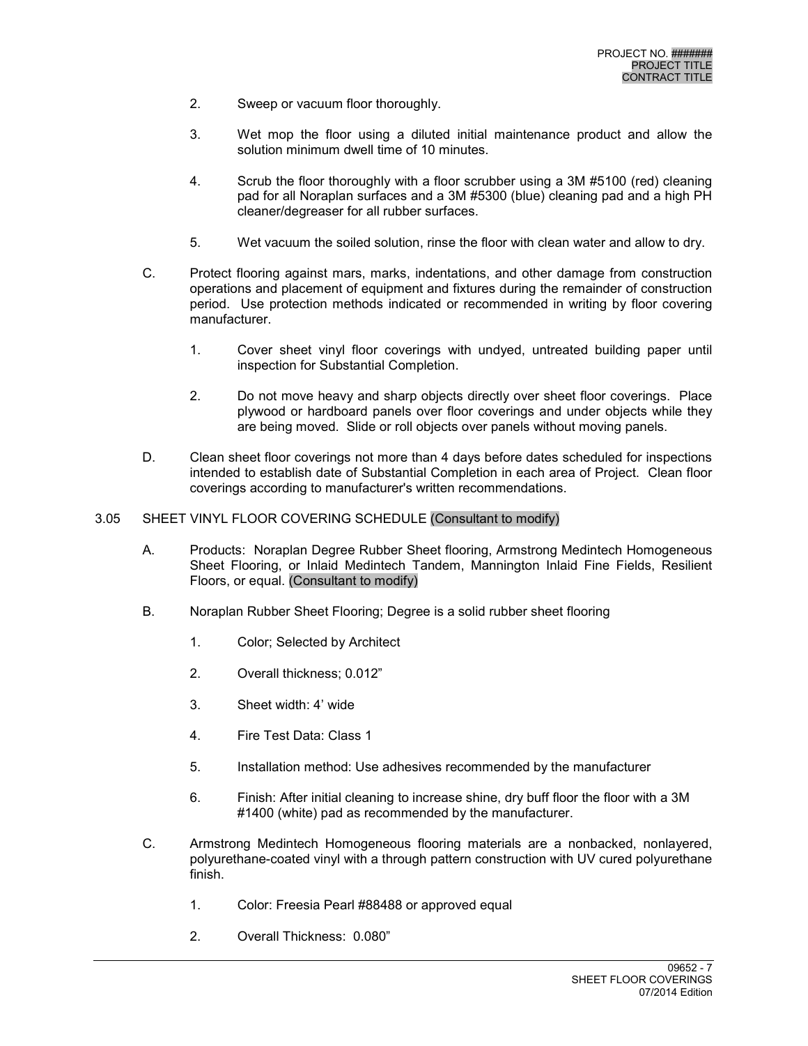2. Sweep or vacuum floor thoroughly.

3. Wet mop the floor using a diluted initial maintenance product and allow the solution minimum dwell time of 10 minutes.

4. Scrub the floor thoroughly with a floor scrubber using a 3M #5100 (red) cleaning pad for all Noraplan surfaces and a 3M #5300 (blue) cleaning pad and a high PH cleaner/degreaser for all rubber surfaces.

5. Wet vacuum the soiled solution, rinse the floor with clean water and allow to dry.

C. Protect flooring against mars, marks, indentations, and other damage from construction operations and placement of equipment and fixtures during the remainder of construction period. Use protection methods indicated or recommended in writing by floor covering manufacturer.

1. Cover sheet vinyl floor coverings with undyed, untreated building paper until inspection for Substantial Completion.

2. Do not move heavy and sharp objects directly over sheet floor coverings. Place plywood or hardboard panels over floor coverings and under objects while they are being moved. Slide or roll objects over panels without moving panels.

D. Clean sheet floor coverings not more than 4 days before dates scheduled for inspections intended to establish date of Substantial Completion in each area of Project. Clean floor coverings according to manufacturer's written recommendations.

## 3.05 SHEET VINYL FLOOR COVERING SCHEDULE (Consultant to modify)

A. Products: Noraplan Degree Rubber Sheet flooring, Armstrong Medintech Homogeneous Sheet Flooring, or Inlaid Medintech Tandem, Mannington Inlaid Fine Fields, Resilient Floors, or equal. (Consultant to modify)

B. Noraplan Rubber Sheet Flooring; Degree is a solid rubber sheet flooring

1. Color; Selected by Architect

2. Overall thickness; 0.012”

3. Sheet width: 4’ wide

4. Fire Test Data: Class 1

5. Installation method: Use adhesives recommended by the manufacturer

6. Finish: After initial cleaning to increase shine, dry buff floor the floor with a 3M #1400 (white) pad as recommended by the manufacturer.

C. Armstrong Medintech Homogeneous flooring materials are a nonbacked, nonlayered, polyurethane-coated vinyl with a through pattern construction with UV cured polyurethane finish.

1. Color: Freesia Pearl #88488 or approved equal

2. Overall Thickness: 0.080”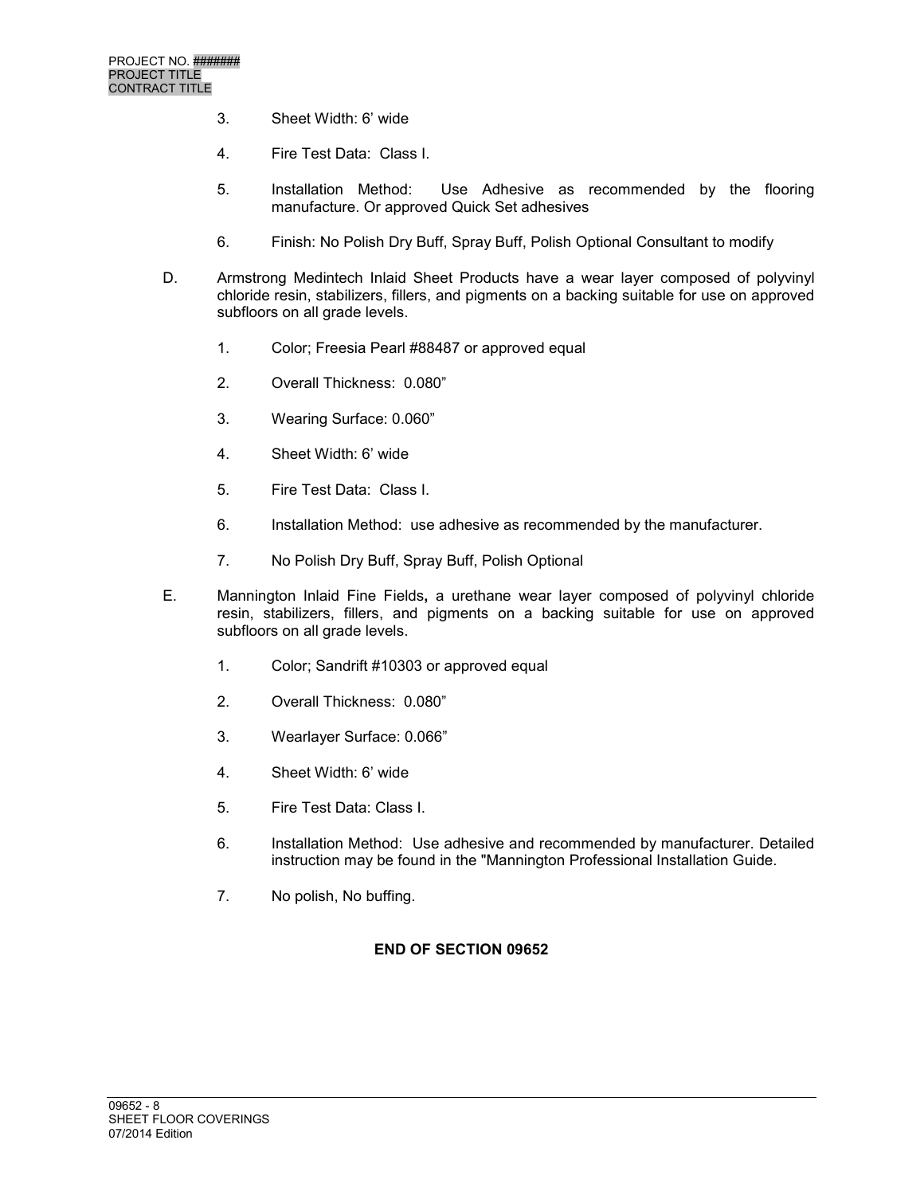3. Sheet Width: 6' wide

4. Fire Test Data: Class I.

5. Installation Method: Use Adhesive as recommended by the flooring manufacture. Or approved Quick Set adhesives

6. Finish: No Polish Dry Buff, Spray Buff, Polish Optional Consultant to modify

D. Armstrong Medintech Inlaid Sheet Products have a wear layer composed of polyvinyl chloride resin, stabilizers, fillers, and pigments on a backing suitable for use on approved subfloors on all grade levels.

1. Color; Freesia Pearl #88487 or approved equal

2. Overall Thickness: 0.080"

3. Wearing Surface: 0.060"

4. Sheet Width: 6' wide

5. Fire Test Data: Class I.

6. Installation Method: use adhesive as recommended by the manufacturer.

7. No Polish Dry Buff, Spray Buff, Polish Optional

E. Mannington Inlaid Fine Fields**,** a urethane wear layer composed of polyvinyl chloride resin, stabilizers, fillers, and pigments on a backing suitable for use on approved subfloors on all grade levels.

1. Color; Sandrift #10303 or approved equal

2. Overall Thickness: 0.080"

3. Wearlayer Surface: 0.066"

4. Sheet Width: 6' wide

5. Fire Test Data: Class I.

6. Installation Method: Use adhesive and recommended by manufacturer. Detailed instruction may be found in the "Mannington Professional Installation Guide.

7. No polish, No buffing.

**END OF SECTION 09652**